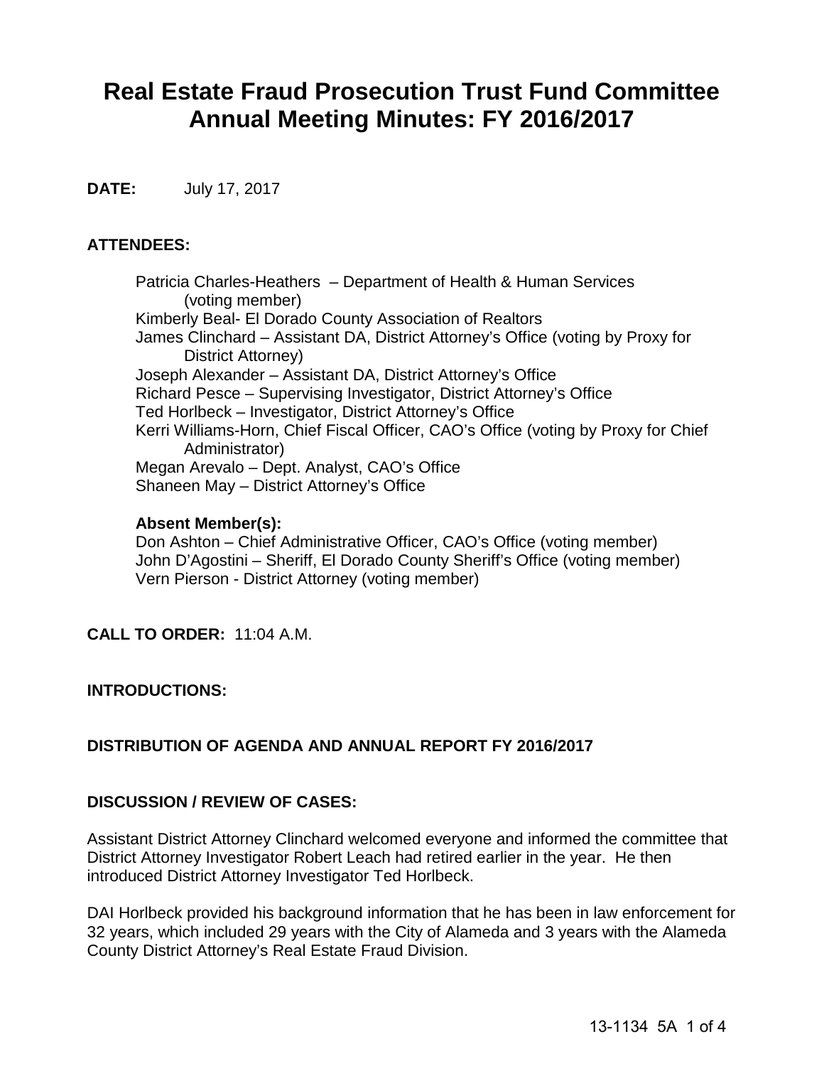# Real Estate Fraud Prosecution Trust Fund Committee Annual Meeting Minutes: FY 2016/2017

**DATE:** July 17, 2017

**ATTENDEES:**

Patricia Charles-Heathers – Department of Health & Human Services (voting member)
Kimberly Beal- El Dorado County Association of Realtors
James Clinchard – Assistant DA, District Attorney's Office (voting by Proxy for District Attorney)
Joseph Alexander – Assistant DA, District Attorney's Office
Richard Pesce – Supervising Investigator, District Attorney's Office
Ted Horlbeck – Investigator, District Attorney's Office
Kerri Williams-Horn, Chief Fiscal Officer, CAO's Office (voting by Proxy for Chief Administrator)
Megan Arevalo – Dept. Analyst, CAO's Office
Shaneen May – District Attorney's Office

**Absent Member(s):**
Don Ashton – Chief Administrative Officer, CAO's Office (voting member)
John D'Agostini – Sheriff, El Dorado County Sheriff's Office (voting member)
Vern Pierson - District Attorney (voting member)

**CALL TO ORDER:** 11:04 A.M.

**INTRODUCTIONS:**

**DISTRIBUTION OF AGENDA AND ANNUAL REPORT FY 2016/2017**

**DISCUSSION / REVIEW OF CASES:**

Assistant District Attorney Clinchard welcomed everyone and informed the committee that District Attorney Investigator Robert Leach had retired earlier in the year. He then introduced District Attorney Investigator Ted Horlbeck.

DAI Horlbeck provided his background information that he has been in law enforcement for 32 years, which included 29 years with the City of Alameda and 3 years with the Alameda County District Attorney's Real Estate Fraud Division.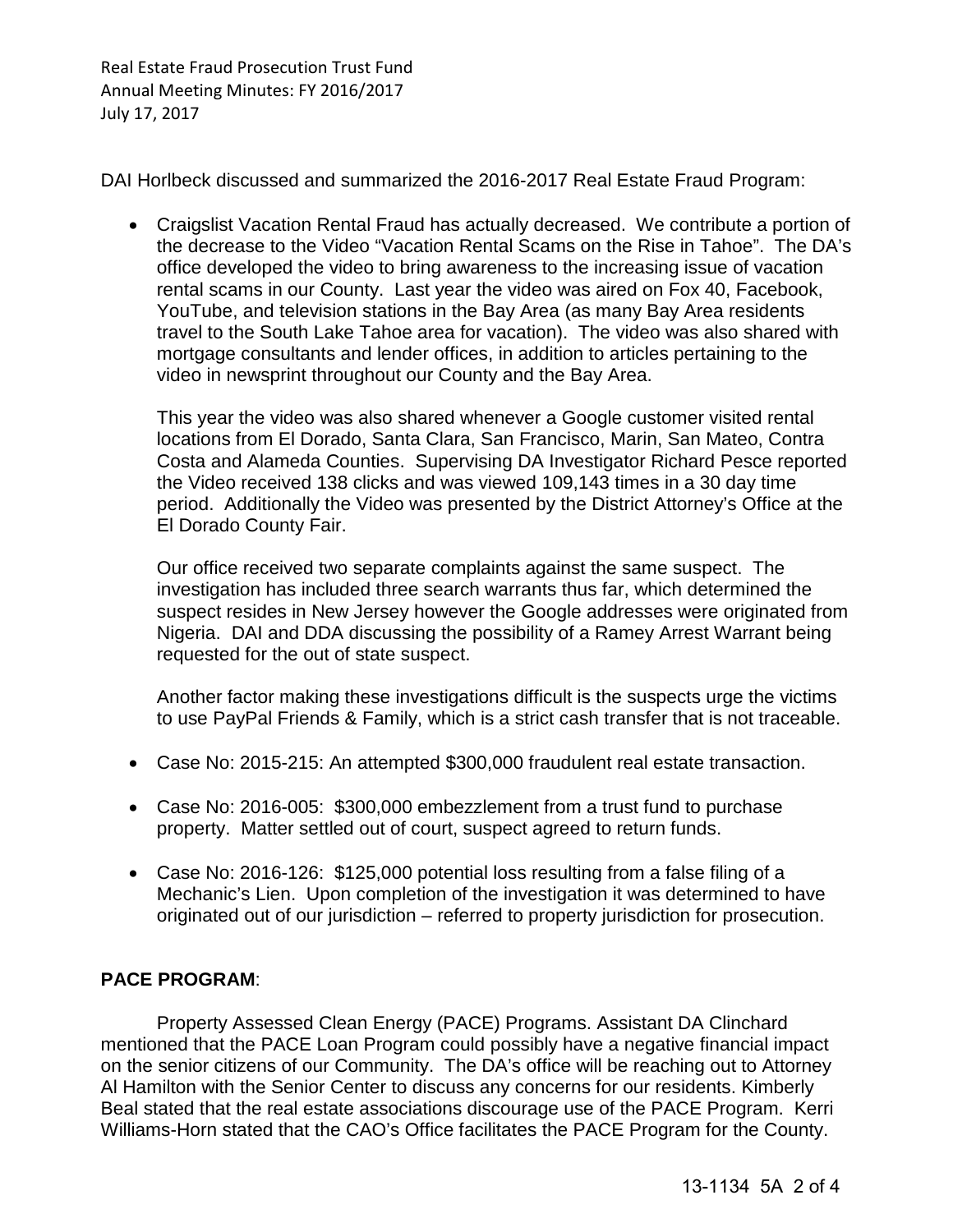DAI Horlbeck discussed and summarized the 2016-2017 Real Estate Fraud Program:

- Craigslist Vacation Rental Fraud has actually decreased. We contribute a portion of the decrease to the Video "Vacation Rental Scams on the Rise in Tahoe". The DA's office developed the video to bring awareness to the increasing issue of vacation rental scams in our County. Last year the video was aired on Fox 40, Facebook, YouTube, and television stations in the Bay Area (as many Bay Area residents travel to the South Lake Tahoe area for vacation). The video was also shared with mortgage consultants and lender offices, in addition to articles pertaining to the video in newsprint throughout our County and the Bay Area.

  This year the video was also shared whenever a Google customer visited rental locations from El Dorado, Santa Clara, San Francisco, Marin, San Mateo, Contra Costa and Alameda Counties. Supervising DA Investigator Richard Pesce reported the Video received 138 clicks and was viewed 109,143 times in a 30 day time period. Additionally the Video was presented by the District Attorney's Office at the El Dorado County Fair.

  Our office received two separate complaints against the same suspect. The investigation has included three search warrants thus far, which determined the suspect resides in New Jersey however the Google addresses were originated from Nigeria. DAI and DDA discussing the possibility of a Ramey Arrest Warrant being requested for the out of state suspect.

  Another factor making these investigations difficult is the suspects urge the victims to use PayPal Friends & Family, which is a strict cash transfer that is not traceable.

- Case No: 2015-215: An attempted $300,000 fraudulent real estate transaction.

- Case No: 2016-005: $300,000 embezzlement from a trust fund to purchase property. Matter settled out of court, suspect agreed to return funds.

- Case No: 2016-126: $125,000 potential loss resulting from a false filing of a Mechanic's Lien. Upon completion of the investigation it was determined to have originated out of our jurisdiction – referred to property jurisdiction for prosecution.

**PACE PROGRAM**:

Property Assessed Clean Energy (PACE) Programs. Assistant DA Clinchard mentioned that the PACE Loan Program could possibly have a negative financial impact on the senior citizens of our Community. The DA's office will be reaching out to Attorney Al Hamilton with the Senior Center to discuss any concerns for our residents. Kimberly Beal stated that the real estate associations discourage use of the PACE Program. Kerri Williams-Horn stated that the CAO's Office facilitates the PACE Program for the County.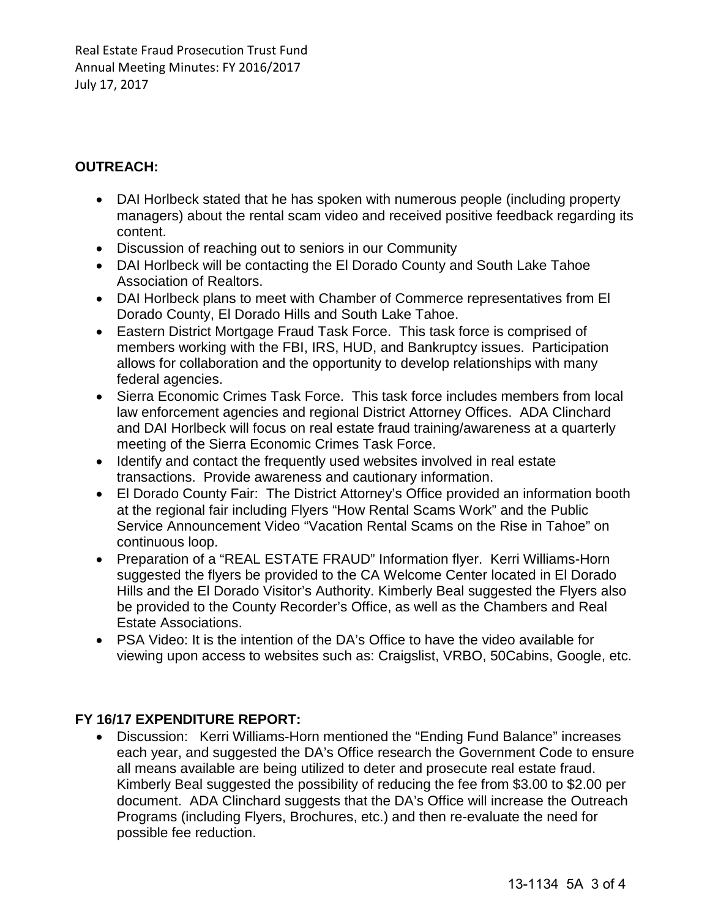## OUTREACH:

- DAI Horlbeck stated that he has spoken with numerous people (including property managers) about the rental scam video and received positive feedback regarding its content.
- Discussion of reaching out to seniors in our Community
- DAI Horlbeck will be contacting the El Dorado County and South Lake Tahoe Association of Realtors.
- DAI Horlbeck plans to meet with Chamber of Commerce representatives from El Dorado County, El Dorado Hills and South Lake Tahoe.
- Eastern District Mortgage Fraud Task Force. This task force is comprised of members working with the FBI, IRS, HUD, and Bankruptcy issues. Participation allows for collaboration and the opportunity to develop relationships with many federal agencies.
- Sierra Economic Crimes Task Force. This task force includes members from local law enforcement agencies and regional District Attorney Offices. ADA Clinchard and DAI Horlbeck will focus on real estate fraud training/awareness at a quarterly meeting of the Sierra Economic Crimes Task Force.
- Identify and contact the frequently used websites involved in real estate transactions. Provide awareness and cautionary information.
- El Dorado County Fair: The District Attorney's Office provided an information booth at the regional fair including Flyers "How Rental Scams Work" and the Public Service Announcement Video "Vacation Rental Scams on the Rise in Tahoe" on continuous loop.
- Preparation of a "REAL ESTATE FRAUD" Information flyer. Kerri Williams-Horn suggested the flyers be provided to the CA Welcome Center located in El Dorado Hills and the El Dorado Visitor's Authority. Kimberly Beal suggested the Flyers also be provided to the County Recorder's Office, as well as the Chambers and Real Estate Associations.
- PSA Video: It is the intention of the DA's Office to have the video available for viewing upon access to websites such as: Craigslist, VRBO, 50Cabins, Google, etc.

## FY 16/17 EXPENDITURE REPORT:

- Discussion: Kerri Williams-Horn mentioned the "Ending Fund Balance" increases each year, and suggested the DA's Office research the Government Code to ensure all means available are being utilized to deter and prosecute real estate fraud. Kimberly Beal suggested the possibility of reducing the fee from $3.00 to $2.00 per document. ADA Clinchard suggests that the DA's Office will increase the Outreach Programs (including Flyers, Brochures, etc.) and then re-evaluate the need for possible fee reduction.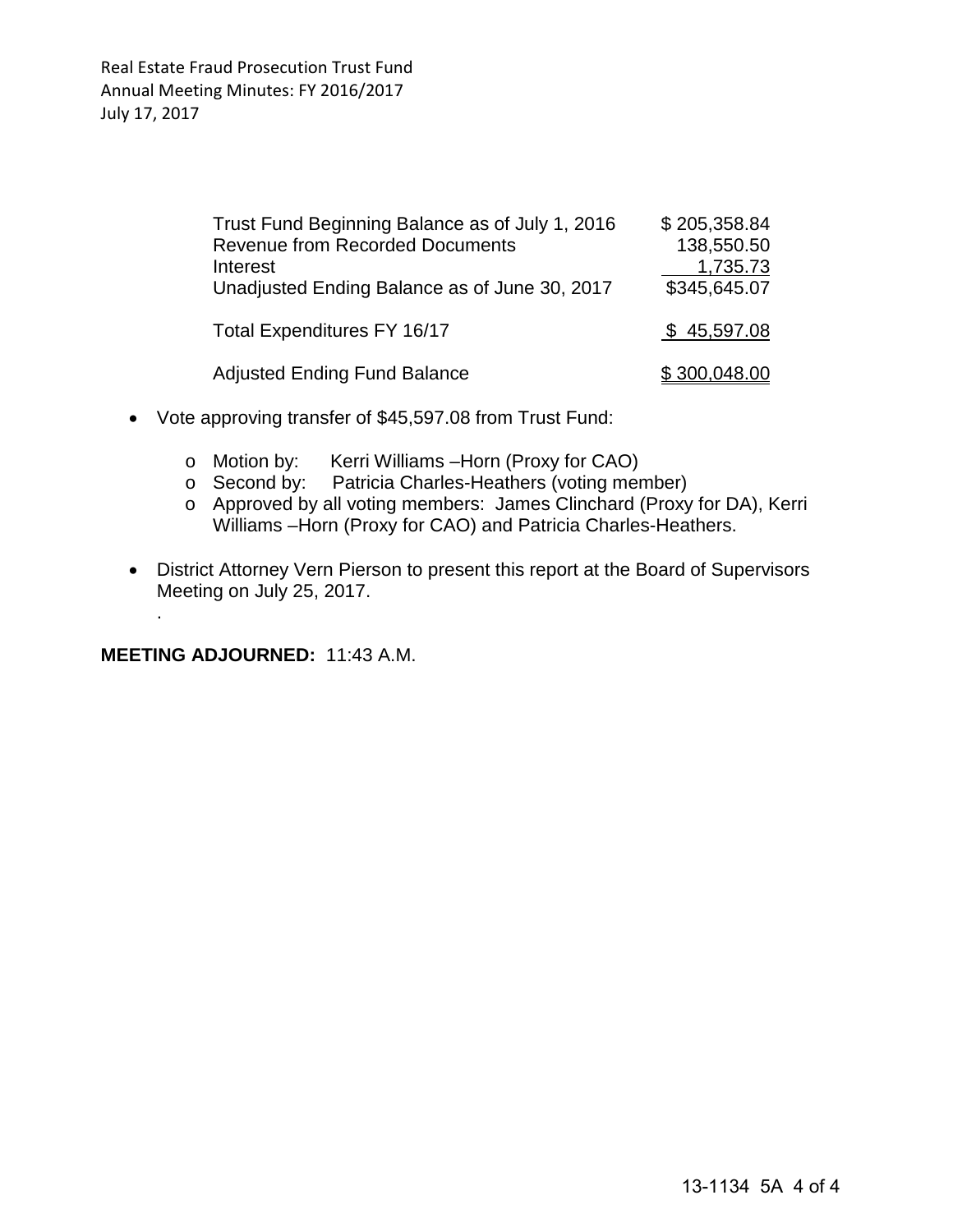Real Estate Fraud Prosecution Trust Fund
Annual Meeting Minutes: FY 2016/2017
July 17, 2017

| | |
|---|---|
| Trust Fund Beginning Balance as of July 1, 2016 | $ 205,358.84 |
| Revenue from Recorded Documents | 138,550.50 |
| Interest | 1,735.73 |
| Unadjusted Ending Balance as of June 30, 2017 | $345,645.07 |
| Total Expenditures FY 16/17 | $ 45,597.08 |
| Adjusted Ending Fund Balance | $ 300,048.00 |

- Vote approving transfer of $45,597.08 from Trust Fund:
  - Motion by: Kerri Williams –Horn (Proxy for CAO)
  - Second by: Patricia Charles-Heathers (voting member)
  - Approved by all voting members: James Clinchard (Proxy for DA), Kerri Williams –Horn (Proxy for CAO) and Patricia Charles-Heathers.
- District Attorney Vern Pierson to present this report at the Board of Supervisors Meeting on July 25, 2017.

  .

**MEETING ADJOURNED:** 11:43 A.M.